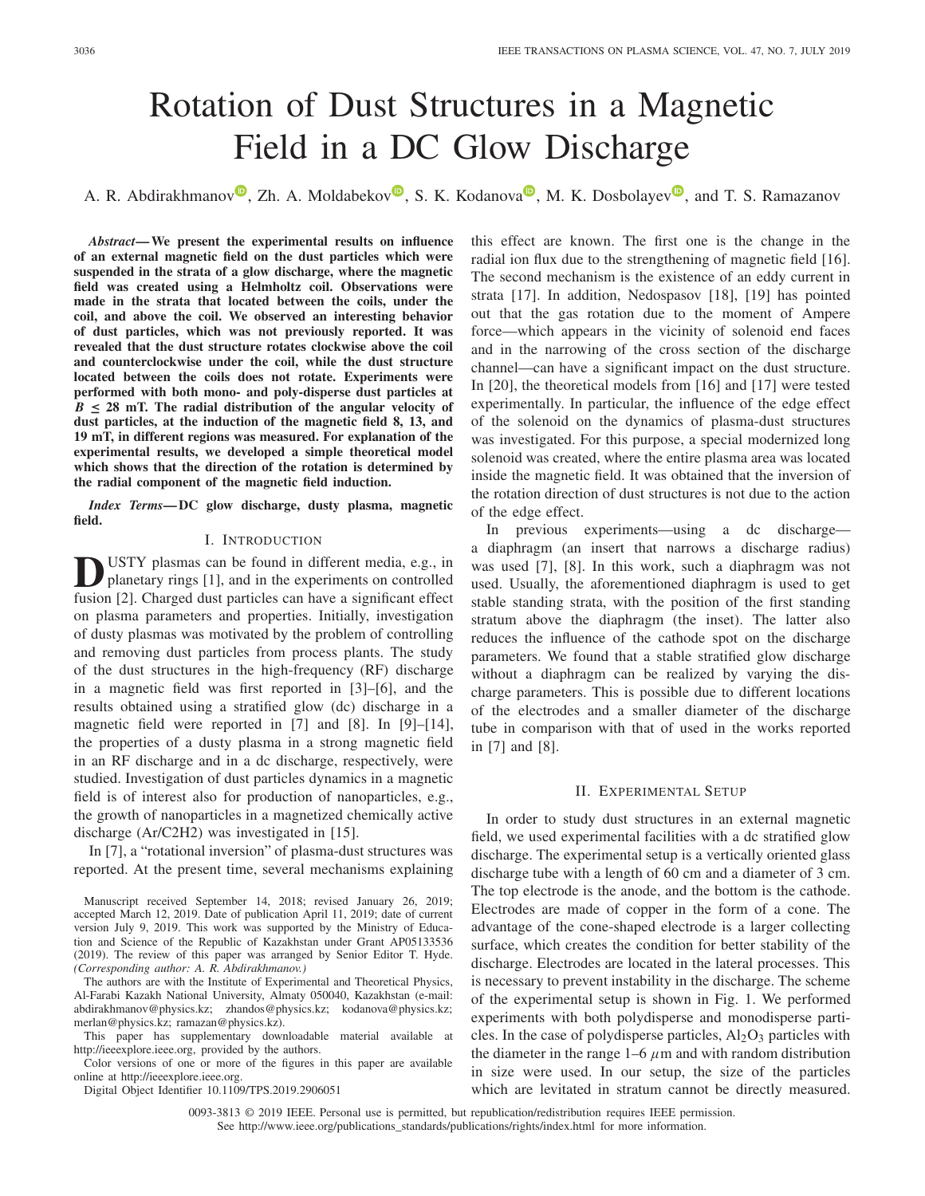# Rotation of Dust Structures in a Magnetic Field in a DC Glow Discharge

A. R. Abdirakhmanov, Zh. A. Moldabekov, S. K. Kodanova, M. K. Dosbolayev, and T. S. Ramazanov

***Abstract*— We present the experimental results on influence of an external magnetic field on the dust particles which were suspended in the strata of a glow discharge, where the magnetic field was created using a Helmholtz coil. Observations were made in the strata that located between the coils, under the coil, and above the coil. We observed an interesting behavior of dust particles, which was not previously reported. It was revealed that the dust structure rotates clockwise above the coil and counterclockwise under the coil, while the dust structure located between the coils does not rotate. Experiments were performed with both mono- and poly-disperse dust particles at $B \leq 28$ mT. The radial distribution of the angular velocity of dust particles, at the induction of the magnetic field 8, 13, and 19 mT, in different regions was measured. For explanation of the experimental results, we developed a simple theoretical model which shows that the direction of the rotation is determined by the radial component of the magnetic field induction.**

***Index Terms*— DC glow discharge, dusty plasma, magnetic field.**

## I. Introduction

Dusty plasmas can be found in different media, e.g., in planetary rings [1], and in the experiments on controlled fusion [2]. Charged dust particles can have a significant effect on plasma parameters and properties. Initially, investigation of dusty plasmas was motivated by the problem of controlling and removing dust particles from process plants. The study of the dust structures in the high-frequency (RF) discharge in a magnetic field was first reported in [3]–[6], and the results obtained using a stratified glow (dc) discharge in a magnetic field were reported in [7] and [8]. In [9]–[14], the properties of a dusty plasma in a strong magnetic field in an RF discharge and in a dc discharge, respectively, were studied. Investigation of dust particles dynamics in a magnetic field is of interest also for production of nanoparticles, e.g., the growth of nanoparticles in a magnetized chemically active discharge ($Ar/C_2H_2$) was investigated in [15].

In [7], a "rotational inversion" of plasma-dust structures was reported. At the present time, several mechanisms explaining this effect are known. The first one is the change in the radial ion flux due to the strengthening of magnetic field [16]. The second mechanism is the existence of an eddy current in strata [17]. In addition, Nedospasov [18], [19] has pointed out that the gas rotation due to the moment of Ampere force—which appears in the vicinity of solenoid end faces and in the narrowing of the cross section of the discharge channel—can have a significant impact on the dust structure. In [20], the theoretical models from [16] and [17] were tested experimentally. In particular, the influence of the edge effect of the solenoid on the dynamics of plasma-dust structures was investigated. For this purpose, a special modernized long solenoid was created, where the entire plasma area was located inside the magnetic field. It was obtained that the inversion of the rotation direction of dust structures is not due to the action of the edge effect.

In previous experiments—using a dc discharge—a diaphragm (an insert that narrows a discharge radius) was used [7], [8]. In this work, such a diaphragm was not used. Usually, the aforementioned diaphragm is used to get stable standing strata, with the position of the first standing stratum above the diaphragm (the inset). The latter also reduces the influence of the cathode spot on the discharge parameters. We found that a stable stratified glow discharge without a diaphragm can be realized by varying the discharge parameters. This is possible due to different locations of the electrodes and a smaller diameter of the discharge tube in comparison with that of used in the works reported in [7] and [8].

## II. Experimental Setup

In order to study dust structures in an external magnetic field, we used experimental facilities with a dc stratified glow discharge. The experimental setup is a vertically oriented glass discharge tube with a length of 60 cm and a diameter of 3 cm. The top electrode is the anode, and the bottom is the cathode. Electrodes are made of copper in the form of a cone. The advantage of the cone-shaped electrode is a larger collecting surface, which creates the condition for better stability of the discharge. Electrodes are located in the lateral processes. This is necessary to prevent instability in the discharge. The scheme of the experimental setup is shown in Fig. 1. We performed experiments with both polydisperse and monodisperse particles. In the case of polydisperse particles, $Al_2O_3$ particles with the diameter in the range 1–6 $\mu$m and with random distribution in size were used. In our setup, the size of the particles which are levitated in stratum cannot be directly measured.

Manuscript received September 14, 2018; revised January 26, 2019; accepted March 12, 2019. Date of publication April 11, 2019; date of current version July 9, 2019. This work was supported by the Ministry of Education and Science of the Republic of Kazakhstan under Grant AP05133536 (2019). The review of this paper was arranged by Senior Editor T. Hyde. *(Corresponding author: A. R. Abdirakhmanov.)*

The authors are with the Institute of Experimental and Theoretical Physics, Al-Farabi Kazakh National University, Almaty 050040, Kazakhstan (e-mail: abdirakhmanov@physics.kz; zhandos@physics.kz; kodanova@physics.kz; merlan@physics.kz; ramazan@physics.kz).

This paper has supplementary downloadable material available at http://ieeexplore.ieee.org, provided by the authors.

Color versions of one or more of the figures in this paper are available online at http://ieeexplore.ieee.org.

Digital Object Identifier 10.1109/TPS.2019.2906051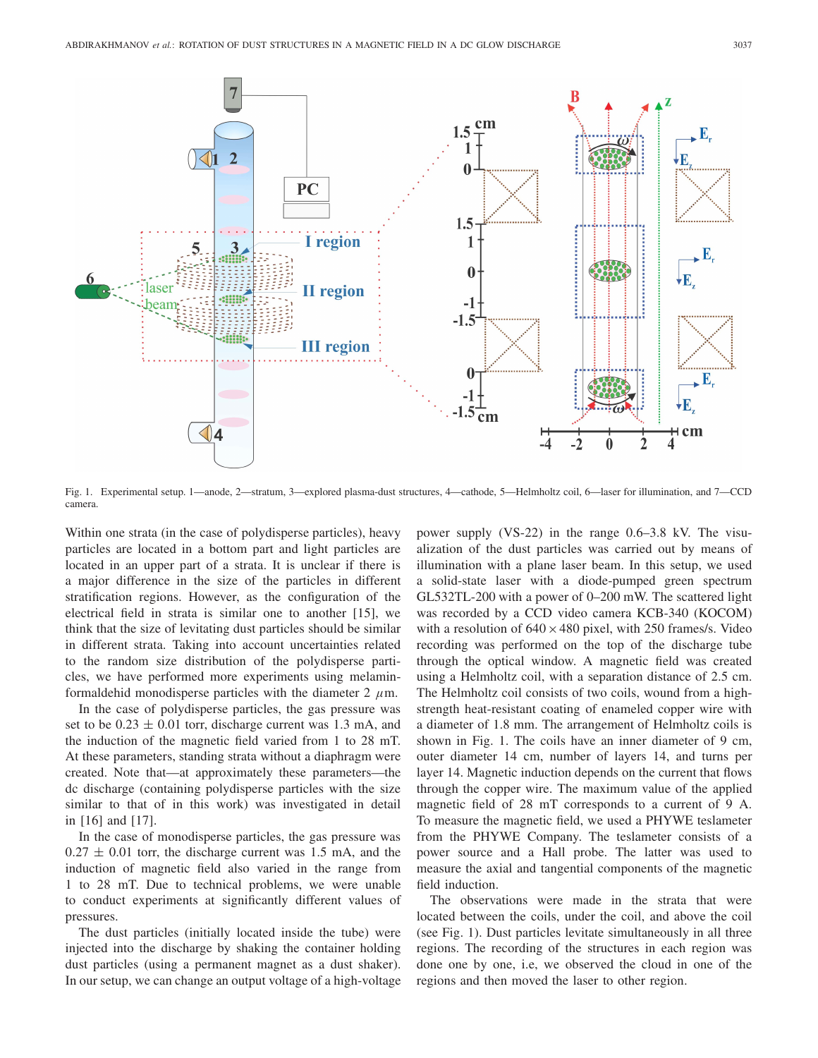Fig. 1. Experimental setup. 1—anode, 2—stratum, 3—explored plasma-dust structures, 4—cathode, 5—Helmholtz coil, 6—laser for illumination, and 7—CCD camera.

Within one strata (in the case of polydisperse particles), heavy particles are located in a bottom part and light particles are located in an upper part of a strata. It is unclear if there is a major difference in the size of the particles in different stratification regions. However, as the configuration of the electrical field in strata is similar one to another [15], we think that the size of levitating dust particles should be similar in different strata. Taking into account uncertainties related to the random size distribution of the polydisperse particles, we have performed more experiments using melamin-formaldehid monodisperse particles with the diameter 2 $\mu$m.

In the case of polydisperse particles, the gas pressure was set to be 0.23 $\pm$ 0.01 torr, discharge current was 1.3 mA, and the induction of the magnetic field varied from 1 to 28 mT. At these parameters, standing strata without a diaphragm were created. Note that—at approximately these parameters—the dc discharge (containing polydisperse particles with the size similar to that of in this work) was investigated in detail in [16] and [17].

In the case of monodisperse particles, the gas pressure was 0.27 $\pm$ 0.01 torr, the discharge current was 1.5 mA, and the induction of magnetic field also varied in the range from 1 to 28 mT. Due to technical problems, we were unable to conduct experiments at significantly different values of pressures.

The dust particles (initially located inside the tube) were injected into the discharge by shaking the container holding dust particles (using a permanent magnet as a dust shaker). In our setup, we can change an output voltage of a high-voltage power supply (VS-22) in the range 0.6–3.8 kV. The visualization of the dust particles was carried out by means of illumination with a plane laser beam. In this setup, we used a solid-state laser with a diode-pumped green spectrum GL532TL-200 with a power of 0–200 mW. The scattered light was recorded by a CCD video camera KCB-340 (KOCOM) with a resolution of 640 $\times$ 480 pixel, with 250 frames/s. Video recording was performed on the top of the discharge tube through the optical window. A magnetic field was created using a Helmholtz coil, with a separation distance of 2.5 cm. The Helmholtz coil consists of two coils, wound from a high-strength heat-resistant coating of enameled copper wire with a diameter of 1.8 mm. The arrangement of Helmholtz coils is shown in Fig. 1. The coils have an inner diameter of 9 cm, outer diameter 14 cm, number of layers 14, and turns per layer 14. Magnetic induction depends on the current that flows through the copper wire. The maximum value of the applied magnetic field of 28 mT corresponds to a current of 9 A. To measure the magnetic field, we used a PHYWE teslameter from the PHYWE Company. The teslameter consists of a power source and a Hall probe. The latter was used to measure the axial and tangential components of the magnetic field induction.

The observations were made in the strata that were located between the coils, under the coil, and above the coil (see Fig. 1). Dust particles levitate simultaneously in all three regions. The recording of the structures in each region was done one by one, i.e, we observed the cloud in one of the regions and then moved the laser to other region.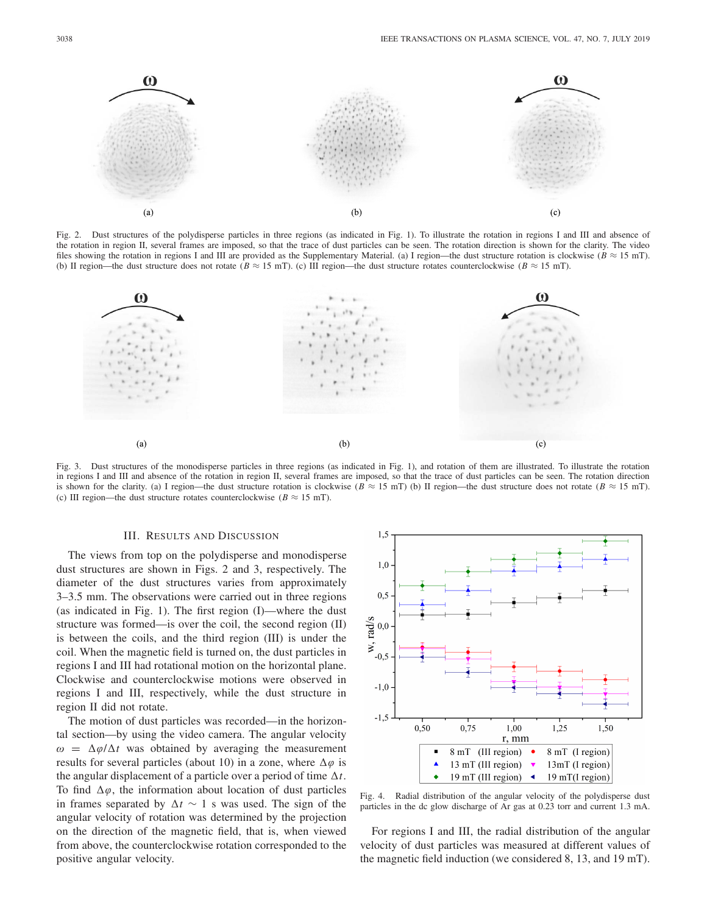Fig. 2. Dust structures of the polydisperse particles in three regions (as indicated in Fig. 1). To illustrate the rotation in regions I and III and absence of the rotation in region II, several frames are imposed, so that the trace of dust particles can be seen. The rotation direction is shown for the clarity. The video files showing the rotation in regions I and III are provided as the Supplementary Material. (a) I region—the dust structure rotation is clockwise ($B \approx 15$ mT). (b) II region—the dust structure does not rotate ($B \approx 15$ mT). (c) III region—the dust structure rotates counterclockwise ($B \approx 15$ mT).

Fig. 3. Dust structures of the monodisperse particles in three regions (as indicated in Fig. 1), and rotation of them are illustrated. To illustrate the rotation in regions I and III and absence of the rotation in region II, several frames are imposed, so that the trace of dust particles can be seen. The rotation direction is shown for the clarity. (a) I region—the dust structure rotation is clockwise ($B \approx 15$ mT) (b) II region—the dust structure does not rotate ($B \approx 15$ mT). (c) III region—the dust structure rotates counterclockwise ($B \approx 15$ mT).

## III. Results and Discussion

The views from top on the polydisperse and monodisperse dust structures are shown in Figs. 2 and 3, respectively. The diameter of the dust structures varies from approximately 3–3.5 mm. The observations were carried out in three regions (as indicated in Fig. 1). The first region (I)—where the dust structure was formed—is over the coil, the second region (II) is between the coils, and the third region (III) is under the coil. When the magnetic field is turned on, the dust particles in regions I and III had rotational motion on the horizontal plane. Clockwise and counterclockwise motions were observed in regions I and III, respectively, while the dust structure in region II did not rotate.

The motion of dust particles was recorded—in the horizontal section—by using the video camera. The angular velocity $\omega = \Delta\varphi/\Delta t$ was obtained by averaging the measurement results for several particles (about 10) in a zone, where $\Delta\varphi$ is the angular displacement of a particle over a period of time $\Delta t$. To find $\Delta\varphi$, the information about location of dust particles in frames separated by $\Delta t \sim 1$ s was used. The sign of the angular velocity of rotation was determined by the projection on the direction of the magnetic field, that is, when viewed from above, the counterclockwise rotation corresponded to the positive angular velocity.

Fig. 4. Radial distribution of the angular velocity of the polydisperse dust particles in the dc glow discharge of Ar gas at 0.23 torr and current 1.3 mA.

For regions I and III, the radial distribution of the angular velocity of dust particles was measured at different values of the magnetic field induction (we considered 8, 13, and 19 mT).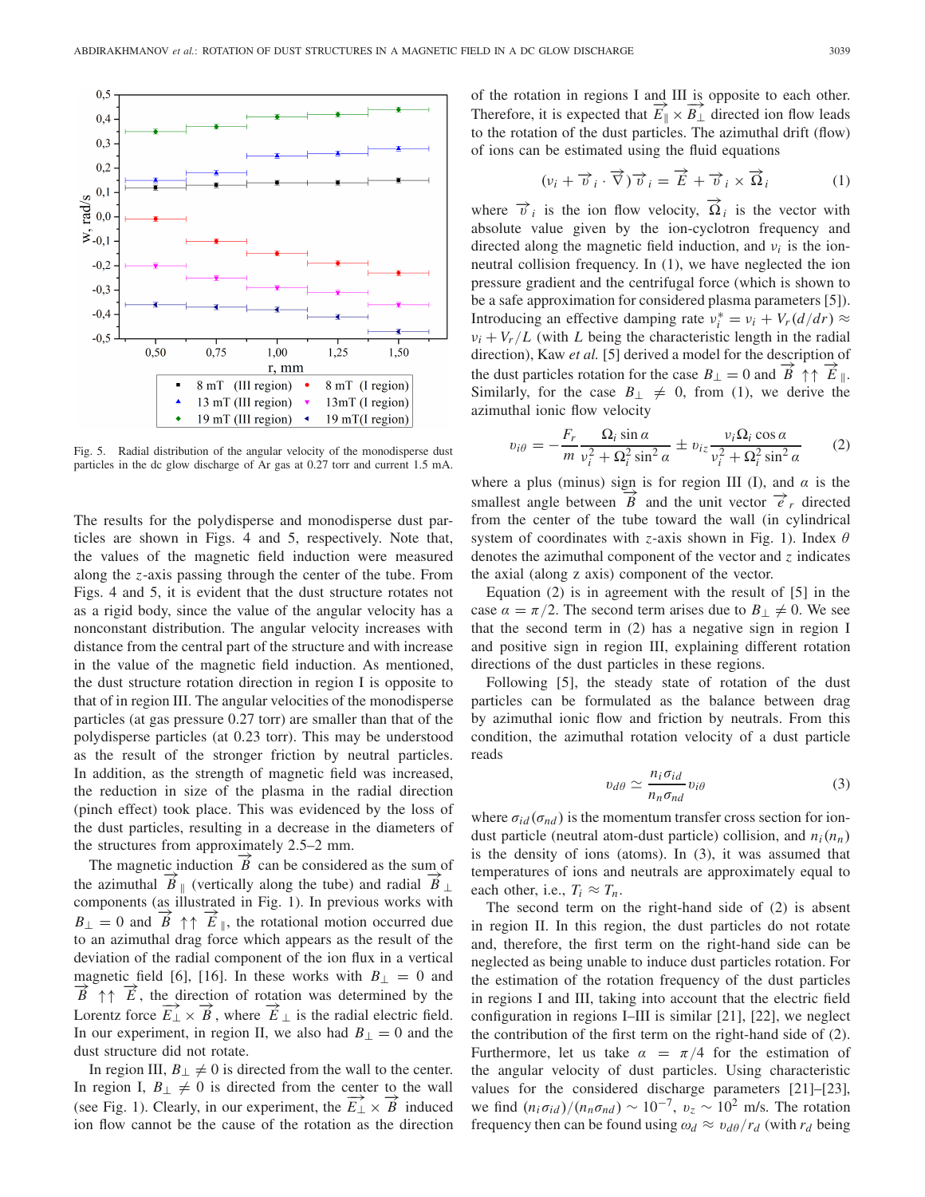Fig. 5. Radial distribution of the angular velocity of the monodisperse dust particles in the dc glow discharge of Ar gas at 0.27 torr and current 1.5 mA.

The results for the polydisperse and monodisperse dust particles are shown in Figs. 4 and 5, respectively. Note that, the values of the magnetic field induction were measured along the $z$-axis passing through the center of the tube. From Figs. 4 and 5, it is evident that the dust structure rotates not as a rigid body, since the value of the angular velocity has a nonconstant distribution. The angular velocity increases with distance from the central part of the structure and with increase in the value of the magnetic field induction. As mentioned, the dust structure rotation direction in region I is opposite to that of in region III. The angular velocities of the monodisperse particles (at gas pressure 0.27 torr) are smaller than that of the polydisperse particles (at 0.23 torr). This may be understood as the result of the stronger friction by neutral particles. In addition, as the strength of magnetic field was increased, the reduction in size of the plasma in the radial direction (pinch effect) took place. This was evidenced by the loss of the dust particles, resulting in a decrease in the diameters of the structures from approximately 2.5–2 mm.

The magnetic induction $\vec{B}$ can be considered as the sum of the azimuthal $\vec{B}_{\parallel}$ (vertically along the tube) and radial $\vec{B}_{\perp}$ components (as illustrated in Fig. 1). In previous works with $B_{\perp} = 0$ and $\vec{B} \uparrow\uparrow \vec{E}_{\parallel}$, the rotational motion occurred due to an azimuthal drag force which appears as the result of the deviation of the radial component of the ion flux in a vertical magnetic field [6], [16]. In these works with $B_{\perp} = 0$ and $\vec{B} \uparrow\uparrow \vec{E}$, the direction of rotation was determined by the Lorentz force $\vec{E_{\perp}} \times \vec{B}$, where $\vec{E}_{\perp}$ is the radial electric field. In our experiment, in region II, we also had $B_{\perp} = 0$ and the dust structure did not rotate.

In region III, $B_{\perp} \neq 0$ is directed from the wall to the center. In region I, $B_{\perp} \neq 0$ is directed from the center to the wall (see Fig. 1). Clearly, in our experiment, the $\vec{E_{\perp}} \times \vec{B}$ induced ion flow cannot be the cause of the rotation as the direction of the rotation in regions I and III is opposite to each other. Therefore, it is expected that $\vec{E_{\parallel}} \times \vec{B_{\perp}}$ directed ion flow leads to the rotation of the dust particles. The azimuthal drift (flow) of ions can be estimated using the fluid equations

$$(\nu_i + \vec{v}_i \cdot \vec{\nabla})\vec{v}_i = \vec{E} + \vec{v}_i \times \vec{\Omega}_i \tag{1}$$

where $\vec{v}_i$ is the ion flow velocity, $\vec{\Omega}_i$ is the vector with absolute value given by the ion-cyclotron frequency and directed along the magnetic field induction, and $\nu_i$ is the ion-neutral collision frequency. In (1), we have neglected the ion pressure gradient and the centrifugal force (which is shown to be a safe approximation for considered plasma parameters [5]). Introducing an effective damping rate $\nu_i^* = \nu_i + V_r(d/dr) \approx \nu_i + V_r/L$ (with $L$ being the characteristic length in the radial direction), Kaw *et al.* [5] derived a model for the description of the dust particles rotation for the case $B_{\perp} = 0$ and $\vec{B} \uparrow\uparrow \vec{E}_{\parallel}$. Similarly, for the case $B_{\perp} \neq 0$, from (1), we derive the azimuthal ionic flow velocity

$$v_{i\theta} = -\frac{F_r}{m}\frac{\Omega_i \sin\alpha}{\nu_i^2 + \Omega_i^2 \sin^2\alpha} \pm v_{iz}\frac{\nu_i \Omega_i \cos\alpha}{\nu_i^2 + \Omega_i^2 \sin^2\alpha} \tag{2}$$

where a plus (minus) sign is for region III (I), and $\alpha$ is the smallest angle between $\vec{B}$ and the unit vector $\vec{e}_r$ directed from the center of the tube toward the wall (in cylindrical system of coordinates with $z$-axis shown in Fig. 1). Index $\theta$ denotes the azimuthal component of the vector and $z$ indicates the axial (along z axis) component of the vector.

Equation (2) is in agreement with the result of [5] in the case $\alpha = \pi/2$. The second term arises due to $B_{\perp} \neq 0$. We see that the second term in (2) has a negative sign in region I and positive sign in region III, explaining different rotation directions of the dust particles in these regions.

Following [5], the steady state of rotation of the dust particles can be formulated as the balance between drag by azimuthal ionic flow and friction by neutrals. From this condition, the azimuthal rotation velocity of a dust particle reads

$$v_{d\theta} \simeq \frac{n_i \sigma_{id}}{n_n \sigma_{nd}} v_{i\theta} \tag{3}$$

where $\sigma_{id}(\sigma_{nd})$ is the momentum transfer cross section for ion-dust particle (neutral atom-dust particle) collision, and $n_i(n_n)$ is the density of ions (atoms). In (3), it was assumed that temperatures of ions and neutrals are approximately equal to each other, i.e., $T_i \approx T_n$.

The second term on the right-hand side of (2) is absent in region II. In this region, the dust particles do not rotate and, therefore, the first term on the right-hand side can be neglected as being unable to induce dust particles rotation. For the estimation of the rotation frequency of the dust particles in regions I and III, taking into account that the electric field configuration in regions I–III is similar [21], [22], we neglect the contribution of the first term on the right-hand side of (2). Furthermore, let us take $\alpha = \pi/4$ for the estimation of the angular velocity of dust particles. Using characteristic values for the considered discharge parameters [21]–[23], we find $(n_i\sigma_{id})/(n_n\sigma_{nd}) \sim 10^{-7}$, $v_z \sim 10^2$ m/s. The rotation frequency then can be found using $\omega_d \approx v_{d\theta}/r_d$ (with $r_d$ being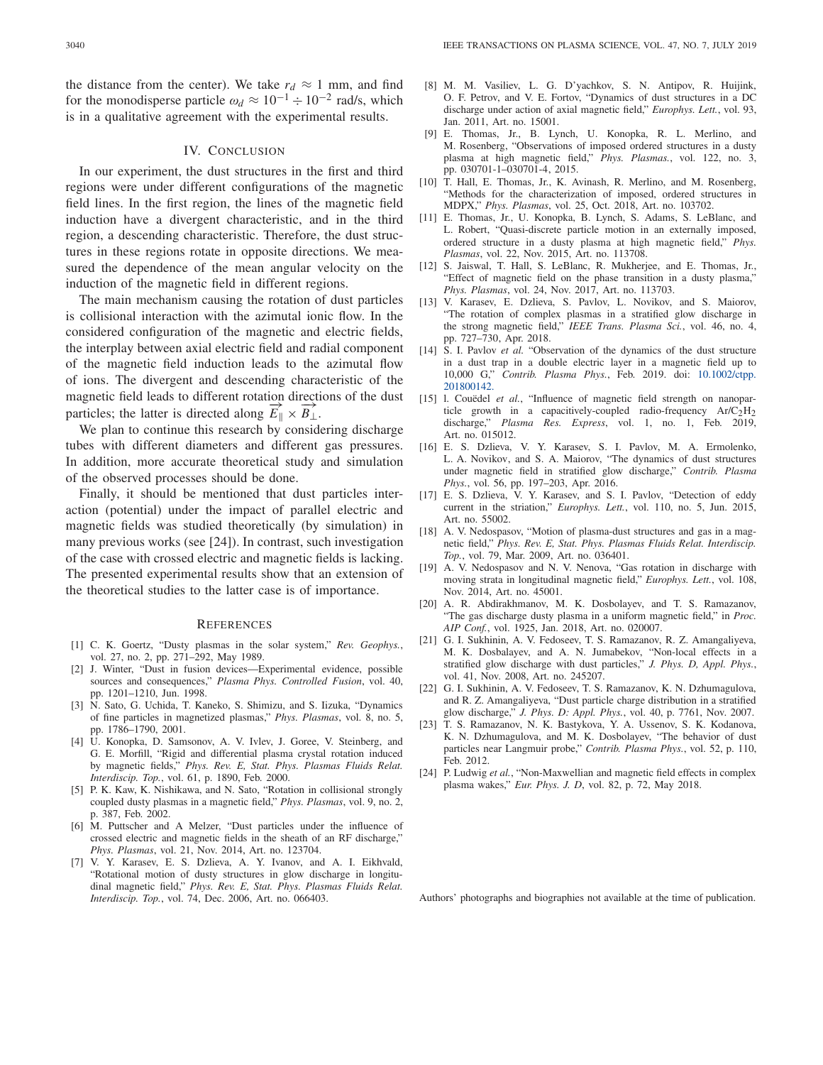the distance from the center). We take $r_d \approx 1$ mm, and find for the monodisperse particle $\omega_d \approx 10^{-1} \div 10^{-2}$ rad/s, which is in a qualitative agreement with the experimental results.

## IV. Conclusion

In our experiment, the dust structures in the first and third regions were under different configurations of the magnetic field lines. In the first region, the lines of the magnetic field induction have a divergent characteristic, and in the third region, a descending characteristic. Therefore, the dust structures in these regions rotate in opposite directions. We measured the dependence of the mean angular velocity on the induction of the magnetic field in different regions.

The main mechanism causing the rotation of dust particles is collisional interaction with the azimutal ionic flow. In the considered configuration of the magnetic and electric fields, the interplay between axial electric field and radial component of the magnetic field induction leads to the azimutal flow of ions. The divergent and descending characteristic of the magnetic field leads to different rotation directions of the dust particles; the latter is directed along $\overrightarrow{E_{\parallel}} \times \overrightarrow{B_{\perp}}$.

We plan to continue this research by considering discharge tubes with different diameters and different gas pressures. In addition, more accurate theoretical study and simulation of the observed processes should be done.

Finally, it should be mentioned that dust particles interaction (potential) under the impact of parallel electric and magnetic fields was studied theoretically (by simulation) in many previous works (see [24]). In contrast, such investigation of the case with crossed electric and magnetic fields is lacking. The presented experimental results show that an extension of the theoretical studies to the latter case is of importance.

## References

[1] C. K. Goertz, "Dusty plasmas in the solar system," *Rev. Geophys.*, vol. 27, no. 2, pp. 271–292, May 1989.

[2] J. Winter, "Dust in fusion devices—Experimental evidence, possible sources and consequences," *Plasma Phys. Controlled Fusion*, vol. 40, pp. 1201–1210, Jun. 1998.

[3] N. Sato, G. Uchida, T. Kaneko, S. Shimizu, and S. Iizuka, "Dynamics of fine particles in magnetized plasmas," *Phys. Plasmas*, vol. 8, no. 5, pp. 1786–1790, 2001.

[4] U. Konopka, D. Samsonov, A. V. Ivlev, J. Goree, V. Steinberg, and G. E. Morfill, "Rigid and differential plasma crystal rotation induced by magnetic fields," *Phys. Rev. E, Stat. Phys. Plasmas Fluids Relat. Interdiscip. Top.*, vol. 61, p. 1890, Feb. 2000.

[5] P. K. Kaw, K. Nishikawa, and N. Sato, "Rotation in collisional strongly coupled dusty plasmas in a magnetic field," *Phys. Plasmas*, vol. 9, no. 2, p. 387, Feb. 2002.

[6] M. Puttscher and A Melzer, "Dust particles under the influence of crossed electric and magnetic fields in the sheath of an RF discharge," *Phys. Plasmas*, vol. 21, Nov. 2014, Art. no. 123704.

[7] V. Y. Karasev, E. S. Dzlieva, A. Y. Ivanov, and A. I. Eikhvald, "Rotational motion of dusty structures in glow discharge in longitudinal magnetic field," *Phys. Rev. E, Stat. Phys. Plasmas Fluids Relat. Interdiscip. Top.*, vol. 74, Dec. 2006, Art. no. 066403.

[8] M. M. Vasiliev, L. G. D'yachkov, S. N. Antipov, R. Huijink, O. F. Petrov, and V. E. Fortov, "Dynamics of dust structures in a DC discharge under action of axial magnetic field," *Europhys. Lett.*, vol. 93, Jan. 2011, Art. no. 15001.

[9] E. Thomas, Jr., B. Lynch, U. Konopka, R. L. Merlino, and M. Rosenberg, "Observations of imposed ordered structures in a dusty plasma at high magnetic field," *Phys. Plasmas.*, vol. 122, no. 3, pp. 030701-1–030701-4, 2015.

[10] T. Hall, E. Thomas, Jr., K. Avinash, R. Merlino, and M. Rosenberg, "Methods for the characterization of imposed, ordered structures in MDPX," *Phys. Plasmas*, vol. 25, Oct. 2018, Art. no. 103702.

[11] E. Thomas, Jr., U. Konopka, B. Lynch, S. Adams, S. LeBlanc, and L. Robert, "Quasi-discrete particle motion in an externally imposed, ordered structure in a dusty plasma at high magnetic field," *Phys. Plasmas*, vol. 22, Nov. 2015, Art. no. 113708.

[12] S. Jaiswal, T. Hall, S. LeBlanc, R. Mukherjee, and E. Thomas, Jr., "Effect of magnetic field on the phase transition in a dusty plasma," *Phys. Plasmas*, vol. 24, Nov. 2017, Art. no. 113703.

[13] V. Karasev, E. Dzlieva, S. Pavlov, L. Novikov, and S. Maiorov, "The rotation of complex plasmas in a stratified glow discharge in the strong magnetic field," *IEEE Trans. Plasma Sci.*, vol. 46, no. 4, pp. 727–730, Apr. 2018.

[14] S. I. Pavlov *et al.* "Observation of the dynamics of the dust structure in a dust trap in a double electric layer in a magnetic field up to 10,000 G," *Contrib. Plasma Phys.*, Feb. 2019. doi: 10.1002/ctpp.201800142.

[15] l. Couëdel *et al.*, "Influence of magnetic field strength on nanoparticle growth in a capacitively-coupled radio-frequency $Ar/C_2H_2$ discharge," *Plasma Res. Express*, vol. 1, no. 1, Feb. 2019, Art. no. 015012.

[16] E. S. Dzlieva, V. Y. Karasev, S. I. Pavlov, M. A. Ermolenko, L. A. Novikov, and S. A. Maiorov, "The dynamics of dust structures under magnetic field in stratified glow discharge," *Contrib. Plasma Phys.*, vol. 56, pp. 197–203, Apr. 2016.

[17] E. S. Dzlieva, V. Y. Karasev, and S. I. Pavlov, "Detection of eddy current in the striation," *Europhys. Lett.*, vol. 110, no. 5, Jun. 2015, Art. no. 55002.

[18] A. V. Nedospasov, "Motion of plasma-dust structures and gas in a magnetic field," *Phys. Rev. E, Stat. Phys. Plasmas Fluids Relat. Interdiscip. Top.*, vol. 79, Mar. 2009, Art. no. 036401.

[19] A. V. Nedospasov and N. V. Nenova, "Gas rotation in discharge with moving strata in longitudinal magnetic field," *Europhys. Lett.*, vol. 108, Nov. 2014, Art. no. 45001.

[20] A. R. Abdirakhmanov, M. K. Dosbolayev, and T. S. Ramazanov, "The gas discharge dusty plasma in a uniform magnetic field," in *Proc. AIP Conf.*, vol. 1925, Jan. 2018, Art. no. 020007.

[21] G. I. Sukhinin, A. V. Fedoseev, T. S. Ramazanov, R. Z. Amangaliyeva, M. K. Dosbalayev, and A. N. Jumabekov, "Non-local effects in a stratified glow discharge with dust particles," *J. Phys. D, Appl. Phys.*, vol. 41, Nov. 2008, Art. no. 245207.

[22] G. I. Sukhinin, A. V. Fedoseev, T. S. Ramazanov, K. N. Dzhumagulova, and R. Z. Amangaliyeva, "Dust particle charge distribution in a stratified glow discharge," *J. Phys. D: Appl. Phys.*, vol. 40, p. 7761, Nov. 2007.

[23] T. S. Ramazanov, N. K. Bastykova, Y. A. Ussenov, S. K. Kodanova, K. N. Dzhumagulova, and M. K. Dosbolayev, "The behavior of dust particles near Langmuir probe," *Contrib. Plasma Phys.*, vol. 52, p. 110, Feb. 2012.

[24] P. Ludwig *et al.*, "Non-Maxwellian and magnetic field effects in complex plasma wakes," *Eur. Phys. J. D*, vol. 82, p. 72, May 2018.

Authors' photographs and biographies not available at the time of publication.